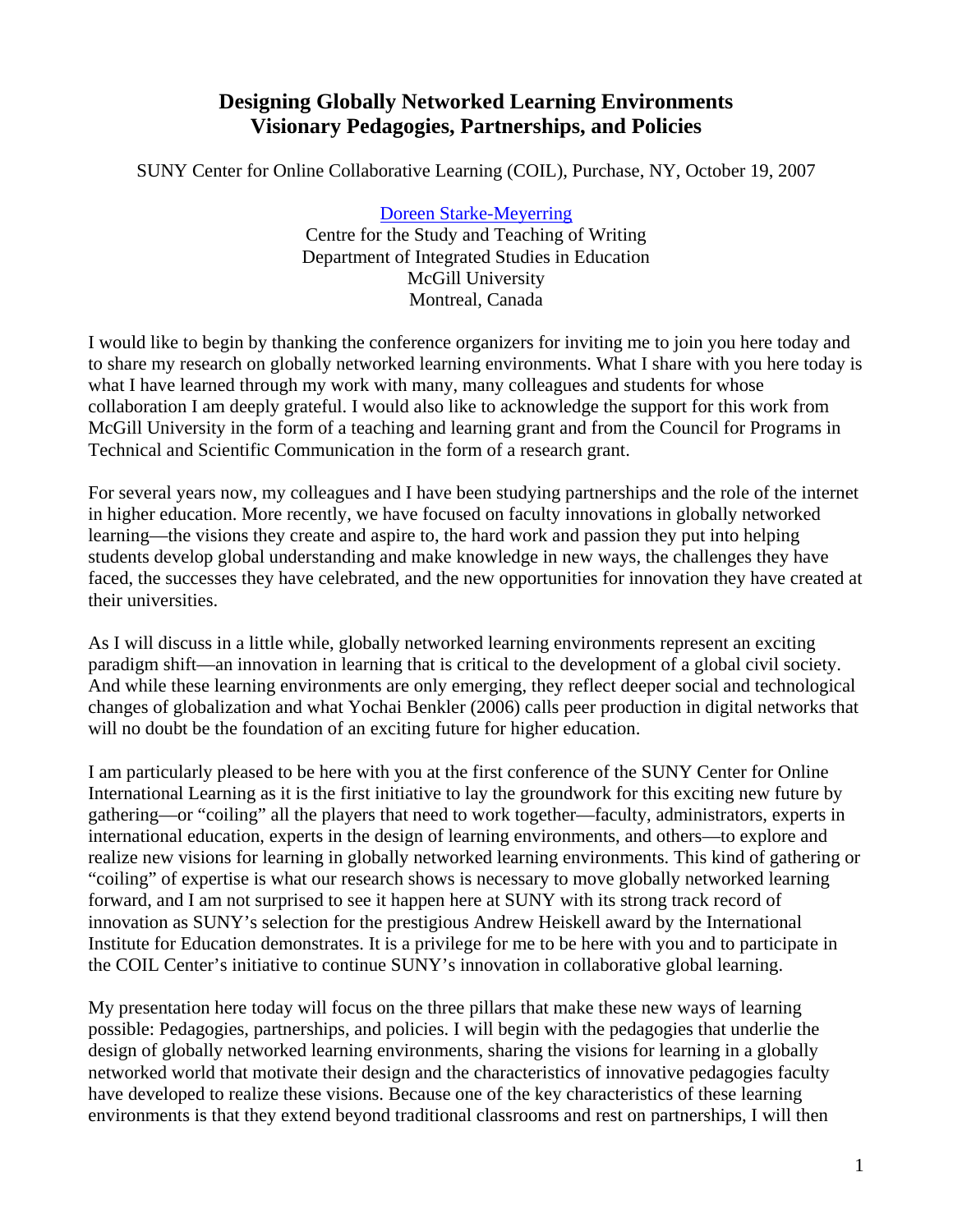# Designing Globally Networked Learning Environments
# Visionary Pedagogies, Partnerships, and Policies

SUNY Center for Online Collaborative Learning (COIL), Purchase, NY, October 19, 2007

[Doreen Starke-Meyerring]
Centre for the Study and Teaching of Writing
Department of Integrated Studies in Education
McGill University
Montreal, Canada

I would like to begin by thanking the conference organizers for inviting me to join you here today and to share my research on globally networked learning environments. What I share with you here today is what I have learned through my work with many, many colleagues and students for whose collaboration I am deeply grateful. I would also like to acknowledge the support for this work from McGill University in the form of a teaching and learning grant and from the Council for Programs in Technical and Scientific Communication in the form of a research grant.

For several years now, my colleagues and I have been studying partnerships and the role of the internet in higher education. More recently, we have focused on faculty innovations in globally networked learning—the visions they create and aspire to, the hard work and passion they put into helping students develop global understanding and make knowledge in new ways, the challenges they have faced, the successes they have celebrated, and the new opportunities for innovation they have created at their universities.

As I will discuss in a little while, globally networked learning environments represent an exciting paradigm shift—an innovation in learning that is critical to the development of a global civil society. And while these learning environments are only emerging, they reflect deeper social and technological changes of globalization and what Yochai Benkler (2006) calls peer production in digital networks that will no doubt be the foundation of an exciting future for higher education.

I am particularly pleased to be here with you at the first conference of the SUNY Center for Online International Learning as it is the first initiative to lay the groundwork for this exciting new future by gathering—or "coiling" all the players that need to work together—faculty, administrators, experts in international education, experts in the design of learning environments, and others—to explore and realize new visions for learning in globally networked learning environments. This kind of gathering or "coiling" of expertise is what our research shows is necessary to move globally networked learning forward, and I am not surprised to see it happen here at SUNY with its strong track record of innovation as SUNY's selection for the prestigious Andrew Heiskell award by the International Institute for Education demonstrates. It is a privilege for me to be here with you and to participate in the COIL Center's initiative to continue SUNY's innovation in collaborative global learning.

My presentation here today will focus on the three pillars that make these new ways of learning possible: Pedagogies, partnerships, and policies. I will begin with the pedagogies that underlie the design of globally networked learning environments, sharing the visions for learning in a globally networked world that motivate their design and the characteristics of innovative pedagogies faculty have developed to realize these visions. Because one of the key characteristics of these learning environments is that they extend beyond traditional classrooms and rest on partnerships, I will then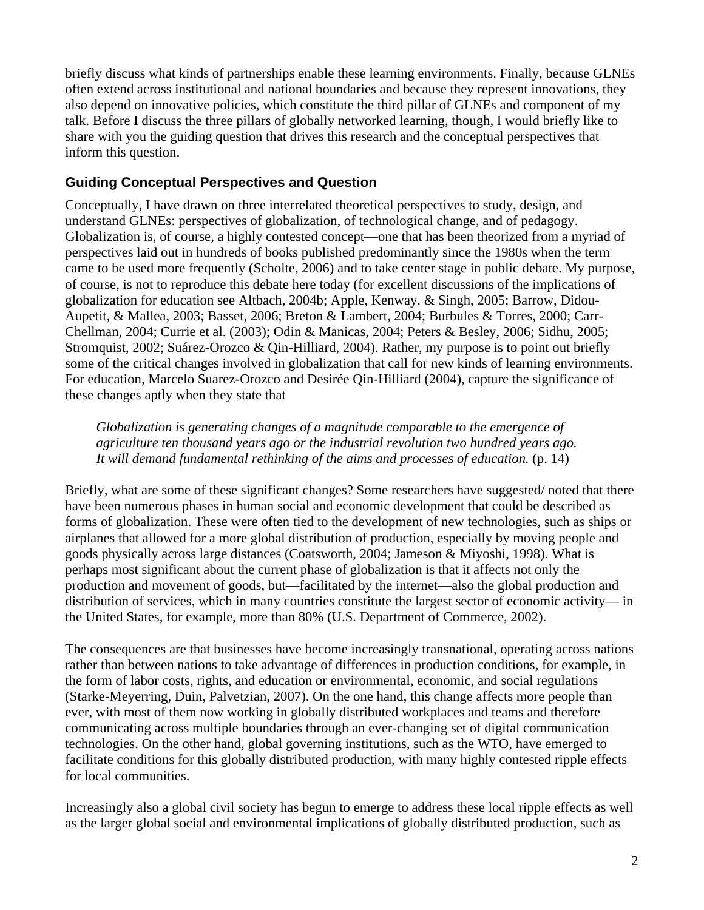briefly discuss what kinds of partnerships enable these learning environments. Finally, because GLNEs often extend across institutional and national boundaries and because they represent innovations, they also depend on innovative policies, which constitute the third pillar of GLNEs and component of my talk. Before I discuss the three pillars of globally networked learning, though, I would briefly like to share with you the guiding question that drives this research and the conceptual perspectives that inform this question.

## Guiding Conceptual Perspectives and Question

Conceptually, I have drawn on three interrelated theoretical perspectives to study, design, and understand GLNEs: perspectives of globalization, of technological change, and of pedagogy. Globalization is, of course, a highly contested concept—one that has been theorized from a myriad of perspectives laid out in hundreds of books published predominantly since the 1980s when the term came to be used more frequently (Scholte, 2006) and to take center stage in public debate. My purpose, of course, is not to reproduce this debate here today (for excellent discussions of the implications of globalization for education see Altbach, 2004b; Apple, Kenway, & Singh, 2005; Barrow, Didou-Aupetit, & Mallea, 2003; Basset, 2006; Breton & Lambert, 2004; Burbules & Torres, 2000; Carr-Chellman, 2004; Currie et al. (2003); Odin & Manicas, 2004; Peters & Besley, 2006; Sidhu, 2005; Stromquist, 2002; Suárez-Orozco & Qin-Hilliard, 2004). Rather, my purpose is to point out briefly some of the critical changes involved in globalization that call for new kinds of learning environments. For education, Marcelo Suarez-Orozco and Desirée Qin-Hilliard (2004), capture the significance of these changes aptly when they state that

> *Globalization is generating changes of a magnitude comparable to the emergence of agriculture ten thousand years ago or the industrial revolution two hundred years ago. It will demand fundamental rethinking of the aims and processes of education.* (p. 14)

Briefly, what are some of these significant changes? Some researchers have suggested/ noted that there have been numerous phases in human social and economic development that could be described as forms of globalization. These were often tied to the development of new technologies, such as ships or airplanes that allowed for a more global distribution of production, especially by moving people and goods physically across large distances (Coatsworth, 2004; Jameson & Miyoshi, 1998). What is perhaps most significant about the current phase of globalization is that it affects not only the production and movement of goods, but—facilitated by the internet—also the global production and distribution of services, which in many countries constitute the largest sector of economic activity— in the United States, for example, more than 80% (U.S. Department of Commerce, 2002).

The consequences are that businesses have become increasingly transnational, operating across nations rather than between nations to take advantage of differences in production conditions, for example, in the form of labor costs, rights, and education or environmental, economic, and social regulations (Starke-Meyerring, Duin, Palvetzian, 2007). On the one hand, this change affects more people than ever, with most of them now working in globally distributed workplaces and teams and therefore communicating across multiple boundaries through an ever-changing set of digital communication technologies. On the other hand, global governing institutions, such as the WTO, have emerged to facilitate conditions for this globally distributed production, with many highly contested ripple effects for local communities.

Increasingly also a global civil society has begun to emerge to address these local ripple effects as well as the larger global social and environmental implications of globally distributed production, such as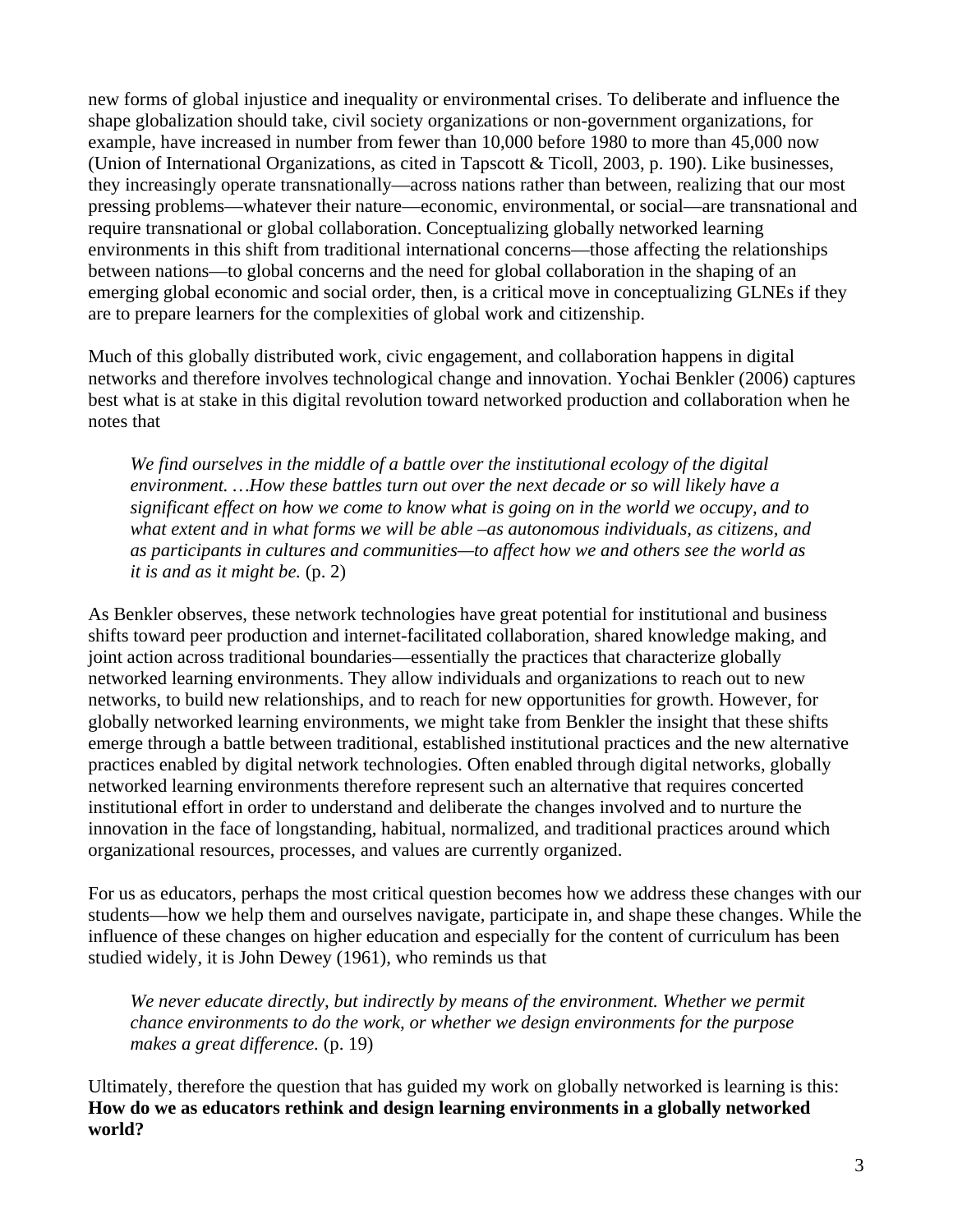new forms of global injustice and inequality or environmental crises. To deliberate and influence the shape globalization should take, civil society organizations or non-government organizations, for example, have increased in number from fewer than 10,000 before 1980 to more than 45,000 now (Union of International Organizations, as cited in Tapscott & Ticoll, 2003, p. 190). Like businesses, they increasingly operate transnationally—across nations rather than between, realizing that our most pressing problems—whatever their nature—economic, environmental, or social—are transnational and require transnational or global collaboration. Conceptualizing globally networked learning environments in this shift from traditional international concerns—those affecting the relationships between nations—to global concerns and the need for global collaboration in the shaping of an emerging global economic and social order, then, is a critical move in conceptualizing GLNEs if they are to prepare learners for the complexities of global work and citizenship.

Much of this globally distributed work, civic engagement, and collaboration happens in digital networks and therefore involves technological change and innovation. Yochai Benkler (2006) captures best what is at stake in this digital revolution toward networked production and collaboration when he notes that

> *We find ourselves in the middle of a battle over the institutional ecology of the digital environment. …How these battles turn out over the next decade or so will likely have a significant effect on how we come to know what is going on in the world we occupy, and to what extent and in what forms we will be able –as autonomous individuals, as citizens, and as participants in cultures and communities—to affect how we and others see the world as it is and as it might be.* (p. 2)

As Benkler observes, these network technologies have great potential for institutional and business shifts toward peer production and internet-facilitated collaboration, shared knowledge making, and joint action across traditional boundaries—essentially the practices that characterize globally networked learning environments. They allow individuals and organizations to reach out to new networks, to build new relationships, and to reach for new opportunities for growth. However, for globally networked learning environments, we might take from Benkler the insight that these shifts emerge through a battle between traditional, established institutional practices and the new alternative practices enabled by digital network technologies. Often enabled through digital networks, globally networked learning environments therefore represent such an alternative that requires concerted institutional effort in order to understand and deliberate the changes involved and to nurture the innovation in the face of longstanding, habitual, normalized, and traditional practices around which organizational resources, processes, and values are currently organized.

For us as educators, perhaps the most critical question becomes how we address these changes with our students—how we help them and ourselves navigate, participate in, and shape these changes. While the influence of these changes on higher education and especially for the content of curriculum has been studied widely, it is John Dewey (1961), who reminds us that

> *We never educate directly, but indirectly by means of the environment. Whether we permit chance environments to do the work, or whether we design environments for the purpose makes a great difference.* (p. 19)

Ultimately, therefore the question that has guided my work on globally networked is learning is this: **How do we as educators rethink and design learning environments in a globally networked world?**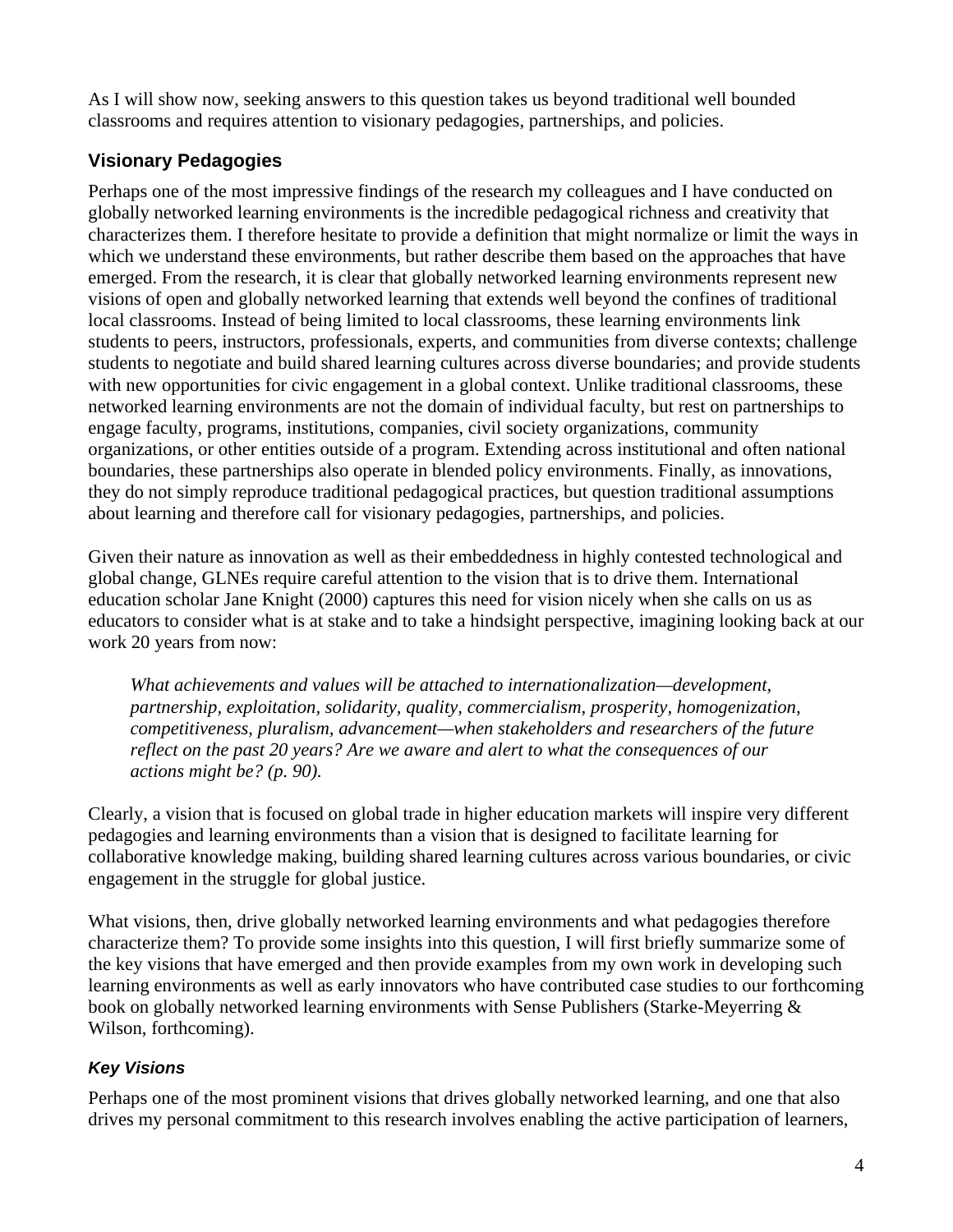As I will show now, seeking answers to this question takes us beyond traditional well bounded classrooms and requires attention to visionary pedagogies, partnerships, and policies.

## Visionary Pedagogies

Perhaps one of the most impressive findings of the research my colleagues and I have conducted on globally networked learning environments is the incredible pedagogical richness and creativity that characterizes them. I therefore hesitate to provide a definition that might normalize or limit the ways in which we understand these environments, but rather describe them based on the approaches that have emerged. From the research, it is clear that globally networked learning environments represent new visions of open and globally networked learning that extends well beyond the confines of traditional local classrooms. Instead of being limited to local classrooms, these learning environments link students to peers, instructors, professionals, experts, and communities from diverse contexts; challenge students to negotiate and build shared learning cultures across diverse boundaries; and provide students with new opportunities for civic engagement in a global context. Unlike traditional classrooms, these networked learning environments are not the domain of individual faculty, but rest on partnerships to engage faculty, programs, institutions, companies, civil society organizations, community organizations, or other entities outside of a program. Extending across institutional and often national boundaries, these partnerships also operate in blended policy environments. Finally, as innovations, they do not simply reproduce traditional pedagogical practices, but question traditional assumptions about learning and therefore call for visionary pedagogies, partnerships, and policies.

Given their nature as innovation as well as their embeddedness in highly contested technological and global change, GLNEs require careful attention to the vision that is to drive them. International education scholar Jane Knight (2000) captures this need for vision nicely when she calls on us as educators to consider what is at stake and to take a hindsight perspective, imagining looking back at our work 20 years from now:

> *What achievements and values will be attached to internationalization—development, partnership, exploitation, solidarity, quality, commercialism, prosperity, homogenization, competitiveness, pluralism, advancement—when stakeholders and researchers of the future reflect on the past 20 years? Are we aware and alert to what the consequences of our actions might be? (p. 90).*

Clearly, a vision that is focused on global trade in higher education markets will inspire very different pedagogies and learning environments than a vision that is designed to facilitate learning for collaborative knowledge making, building shared learning cultures across various boundaries, or civic engagement in the struggle for global justice.

What visions, then, drive globally networked learning environments and what pedagogies therefore characterize them? To provide some insights into this question, I will first briefly summarize some of the key visions that have emerged and then provide examples from my own work in developing such learning environments as well as early innovators who have contributed case studies to our forthcoming book on globally networked learning environments with Sense Publishers (Starke-Meyerring & Wilson, forthcoming).

### *Key Visions*

Perhaps one of the most prominent visions that drives globally networked learning, and one that also drives my personal commitment to this research involves enabling the active participation of learners,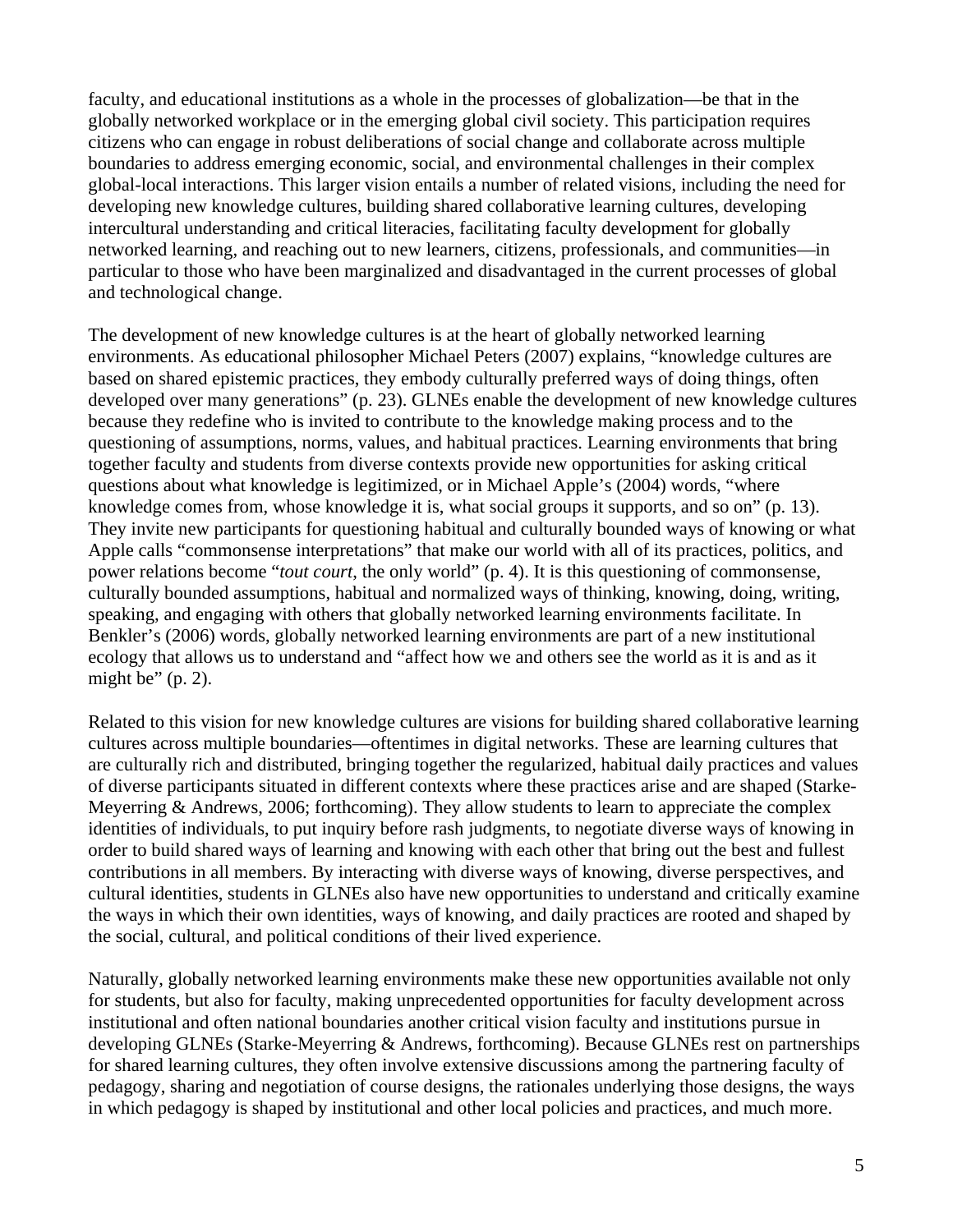faculty, and educational institutions as a whole in the processes of globalization—be that in the globally networked workplace or in the emerging global civil society. This participation requires citizens who can engage in robust deliberations of social change and collaborate across multiple boundaries to address emerging economic, social, and environmental challenges in their complex global-local interactions. This larger vision entails a number of related visions, including the need for developing new knowledge cultures, building shared collaborative learning cultures, developing intercultural understanding and critical literacies, facilitating faculty development for globally networked learning, and reaching out to new learners, citizens, professionals, and communities—in particular to those who have been marginalized and disadvantaged in the current processes of global and technological change.

The development of new knowledge cultures is at the heart of globally networked learning environments. As educational philosopher Michael Peters (2007) explains, "knowledge cultures are based on shared epistemic practices, they embody culturally preferred ways of doing things, often developed over many generations" (p. 23). GLNEs enable the development of new knowledge cultures because they redefine who is invited to contribute to the knowledge making process and to the questioning of assumptions, norms, values, and habitual practices. Learning environments that bring together faculty and students from diverse contexts provide new opportunities for asking critical questions about what knowledge is legitimized, or in Michael Apple's (2004) words, "where knowledge comes from, whose knowledge it is, what social groups it supports, and so on" (p. 13). They invite new participants for questioning habitual and culturally bounded ways of knowing or what Apple calls "commonsense interpretations" that make our world with all of its practices, politics, and power relations become "*tout court*, the only world" (p. 4). It is this questioning of commonsense, culturally bounded assumptions, habitual and normalized ways of thinking, knowing, doing, writing, speaking, and engaging with others that globally networked learning environments facilitate. In Benkler's (2006) words, globally networked learning environments are part of a new institutional ecology that allows us to understand and "affect how we and others see the world as it is and as it might be" (p. 2).

Related to this vision for new knowledge cultures are visions for building shared collaborative learning cultures across multiple boundaries—oftentimes in digital networks. These are learning cultures that are culturally rich and distributed, bringing together the regularized, habitual daily practices and values of diverse participants situated in different contexts where these practices arise and are shaped (Starke-Meyerring & Andrews, 2006; forthcoming). They allow students to learn to appreciate the complex identities of individuals, to put inquiry before rash judgments, to negotiate diverse ways of knowing in order to build shared ways of learning and knowing with each other that bring out the best and fullest contributions in all members. By interacting with diverse ways of knowing, diverse perspectives, and cultural identities, students in GLNEs also have new opportunities to understand and critically examine the ways in which their own identities, ways of knowing, and daily practices are rooted and shaped by the social, cultural, and political conditions of their lived experience.

Naturally, globally networked learning environments make these new opportunities available not only for students, but also for faculty, making unprecedented opportunities for faculty development across institutional and often national boundaries another critical vision faculty and institutions pursue in developing GLNEs (Starke-Meyerring & Andrews, forthcoming). Because GLNEs rest on partnerships for shared learning cultures, they often involve extensive discussions among the partnering faculty of pedagogy, sharing and negotiation of course designs, the rationales underlying those designs, the ways in which pedagogy is shaped by institutional and other local policies and practices, and much more.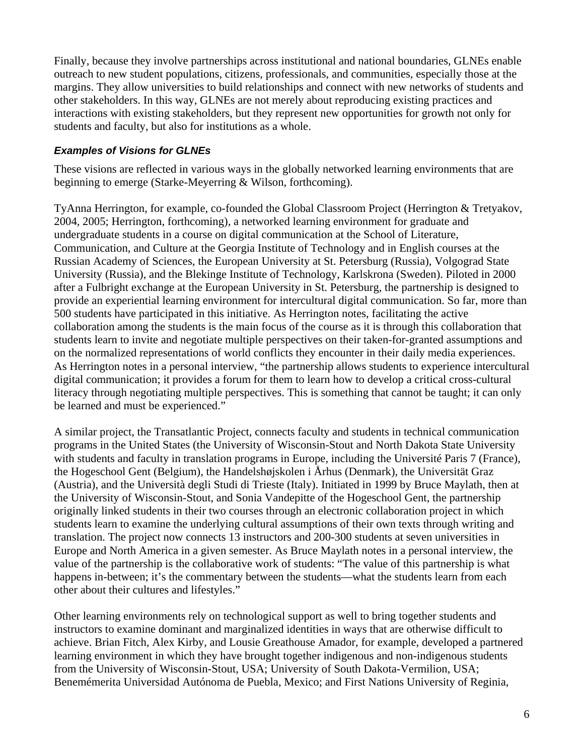Finally, because they involve partnerships across institutional and national boundaries, GLNEs enable outreach to new student populations, citizens, professionals, and communities, especially those at the margins. They allow universities to build relationships and connect with new networks of students and other stakeholders. In this way, GLNEs are not merely about reproducing existing practices and interactions with existing stakeholders, but they represent new opportunities for growth not only for students and faculty, but also for institutions as a whole.

### *Examples of Visions for GLNEs*

These visions are reflected in various ways in the globally networked learning environments that are beginning to emerge (Starke-Meyerring & Wilson, forthcoming).

TyAnna Herrington, for example, co-founded the Global Classroom Project (Herrington & Tretyakov, 2004, 2005; Herrington, forthcoming), a networked learning environment for graduate and undergraduate students in a course on digital communication at the School of Literature, Communication, and Culture at the Georgia Institute of Technology and in English courses at the Russian Academy of Sciences, the European University at St. Petersburg (Russia), Volgograd State University (Russia), and the Blekinge Institute of Technology, Karlskrona (Sweden). Piloted in 2000 after a Fulbright exchange at the European University in St. Petersburg, the partnership is designed to provide an experiential learning environment for intercultural digital communication. So far, more than 500 students have participated in this initiative. As Herrington notes, facilitating the active collaboration among the students is the main focus of the course as it is through this collaboration that students learn to invite and negotiate multiple perspectives on their taken-for-granted assumptions and on the normalized representations of world conflicts they encounter in their daily media experiences. As Herrington notes in a personal interview, "the partnership allows students to experience intercultural digital communication; it provides a forum for them to learn how to develop a critical cross-cultural literacy through negotiating multiple perspectives. This is something that cannot be taught; it can only be learned and must be experienced."

A similar project, the Transatlantic Project, connects faculty and students in technical communication programs in the United States (the University of Wisconsin-Stout and North Dakota State University with students and faculty in translation programs in Europe, including the Université Paris 7 (France), the Hogeschool Gent (Belgium), the Handelshøjskolen i Århus (Denmark), the Universität Graz (Austria), and the Università degli Studi di Trieste (Italy). Initiated in 1999 by Bruce Maylath, then at the University of Wisconsin-Stout, and Sonia Vandepitte of the Hogeschool Gent, the partnership originally linked students in their two courses through an electronic collaboration project in which students learn to examine the underlying cultural assumptions of their own texts through writing and translation. The project now connects 13 instructors and 200-300 students at seven universities in Europe and North America in a given semester. As Bruce Maylath notes in a personal interview, the value of the partnership is the collaborative work of students: "The value of this partnership is what happens in-between; it's the commentary between the students—what the students learn from each other about their cultures and lifestyles."

Other learning environments rely on technological support as well to bring together students and instructors to examine dominant and marginalized identities in ways that are otherwise difficult to achieve. Brian Fitch, Alex Kirby, and Lousie Greathouse Amador, for example, developed a partnered learning environment in which they have brought together indigenous and non-indigenous students from the University of Wisconsin-Stout, USA; University of South Dakota-Vermilion, USA; Benemémerita Universidad Autónoma de Puebla, Mexico; and First Nations University of Reginia,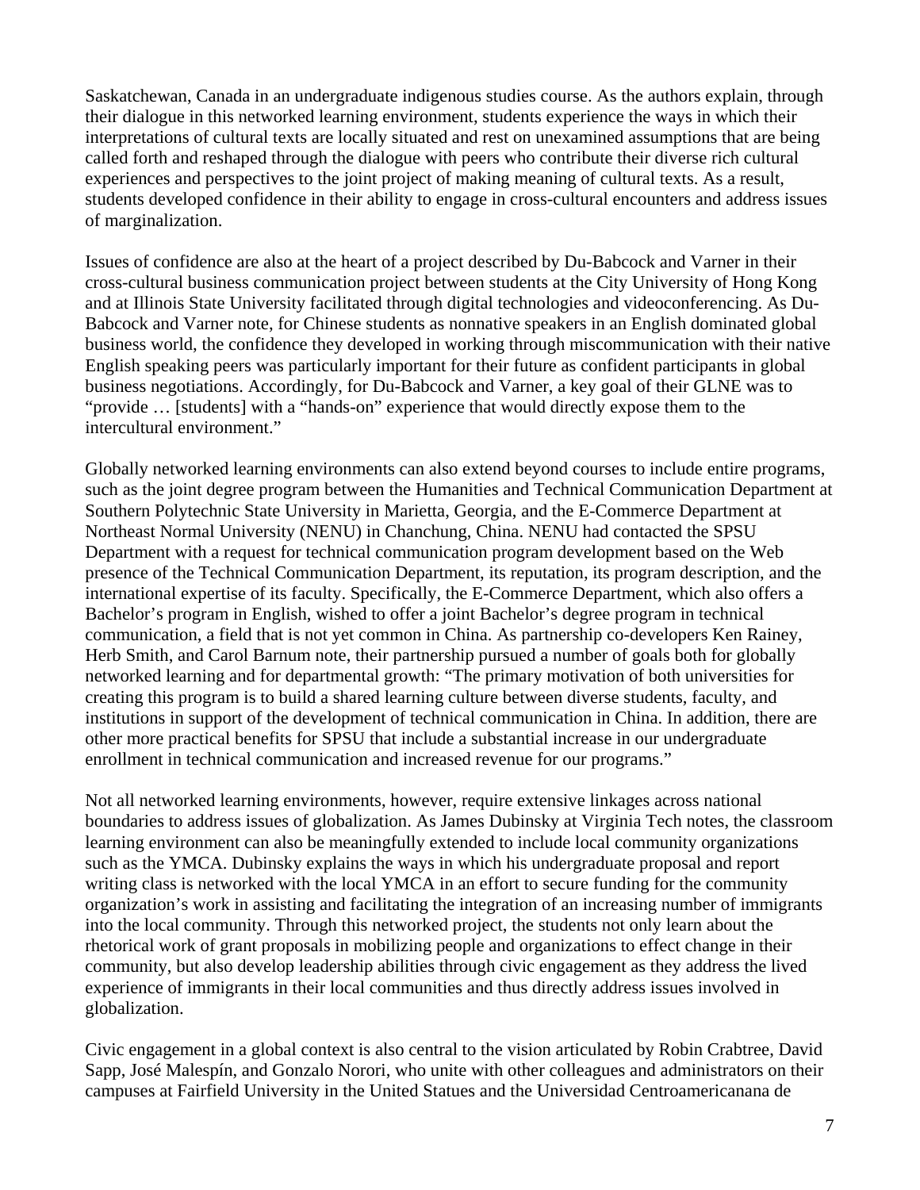Saskatchewan, Canada in an undergraduate indigenous studies course. As the authors explain, through their dialogue in this networked learning environment, students experience the ways in which their interpretations of cultural texts are locally situated and rest on unexamined assumptions that are being called forth and reshaped through the dialogue with peers who contribute their diverse rich cultural experiences and perspectives to the joint project of making meaning of cultural texts. As a result, students developed confidence in their ability to engage in cross-cultural encounters and address issues of marginalization.

Issues of confidence are also at the heart of a project described by Du-Babcock and Varner in their cross-cultural business communication project between students at the City University of Hong Kong and at Illinois State University facilitated through digital technologies and videoconferencing. As Du-Babcock and Varner note, for Chinese students as nonnative speakers in an English dominated global business world, the confidence they developed in working through miscommunication with their native English speaking peers was particularly important for their future as confident participants in global business negotiations. Accordingly, for Du-Babcock and Varner, a key goal of their GLNE was to "provide … [students] with a "hands-on" experience that would directly expose them to the intercultural environment."

Globally networked learning environments can also extend beyond courses to include entire programs, such as the joint degree program between the Humanities and Technical Communication Department at Southern Polytechnic State University in Marietta, Georgia, and the E-Commerce Department at Northeast Normal University (NENU) in Chanchung, China. NENU had contacted the SPSU Department with a request for technical communication program development based on the Web presence of the Technical Communication Department, its reputation, its program description, and the international expertise of its faculty. Specifically, the E-Commerce Department, which also offers a Bachelor's program in English, wished to offer a joint Bachelor's degree program in technical communication, a field that is not yet common in China. As partnership co-developers Ken Rainey, Herb Smith, and Carol Barnum note, their partnership pursued a number of goals both for globally networked learning and for departmental growth: "The primary motivation of both universities for creating this program is to build a shared learning culture between diverse students, faculty, and institutions in support of the development of technical communication in China. In addition, there are other more practical benefits for SPSU that include a substantial increase in our undergraduate enrollment in technical communication and increased revenue for our programs."

Not all networked learning environments, however, require extensive linkages across national boundaries to address issues of globalization. As James Dubinsky at Virginia Tech notes, the classroom learning environment can also be meaningfully extended to include local community organizations such as the YMCA. Dubinsky explains the ways in which his undergraduate proposal and report writing class is networked with the local YMCA in an effort to secure funding for the community organization's work in assisting and facilitating the integration of an increasing number of immigrants into the local community. Through this networked project, the students not only learn about the rhetorical work of grant proposals in mobilizing people and organizations to effect change in their community, but also develop leadership abilities through civic engagement as they address the lived experience of immigrants in their local communities and thus directly address issues involved in globalization.

Civic engagement in a global context is also central to the vision articulated by Robin Crabtree, David Sapp, José Malespín, and Gonzalo Norori, who unite with other colleagues and administrators on their campuses at Fairfield University in the United Statues and the Universidad Centroamericanana de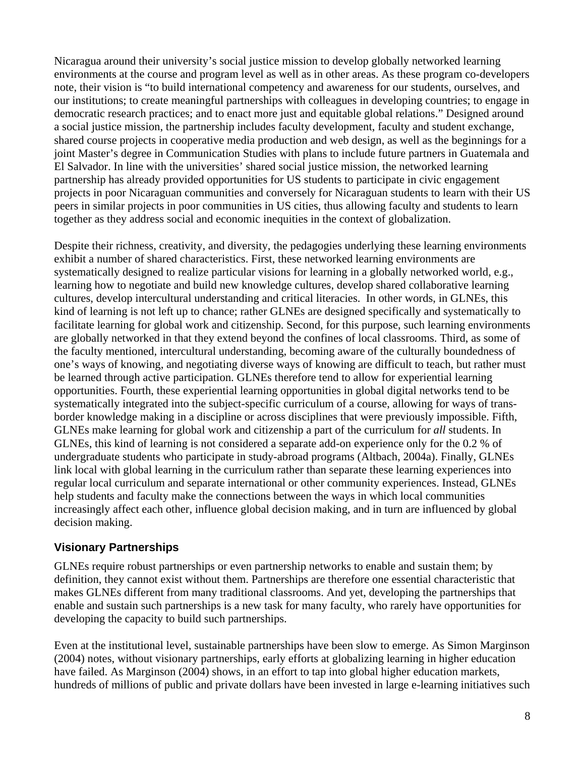Nicaragua around their university's social justice mission to develop globally networked learning environments at the course and program level as well as in other areas. As these program co-developers note, their vision is "to build international competency and awareness for our students, ourselves, and our institutions; to create meaningful partnerships with colleagues in developing countries; to engage in democratic research practices; and to enact more just and equitable global relations." Designed around a social justice mission, the partnership includes faculty development, faculty and student exchange, shared course projects in cooperative media production and web design, as well as the beginnings for a joint Master's degree in Communication Studies with plans to include future partners in Guatemala and El Salvador. In line with the universities' shared social justice mission, the networked learning partnership has already provided opportunities for US students to participate in civic engagement projects in poor Nicaraguan communities and conversely for Nicaraguan students to learn with their US peers in similar projects in poor communities in US cities, thus allowing faculty and students to learn together as they address social and economic inequities in the context of globalization.

Despite their richness, creativity, and diversity, the pedagogies underlying these learning environments exhibit a number of shared characteristics. First, these networked learning environments are systematically designed to realize particular visions for learning in a globally networked world, e.g., learning how to negotiate and build new knowledge cultures, develop shared collaborative learning cultures, develop intercultural understanding and critical literacies. In other words, in GLNEs, this kind of learning is not left up to chance; rather GLNEs are designed specifically and systematically to facilitate learning for global work and citizenship. Second, for this purpose, such learning environments are globally networked in that they extend beyond the confines of local classrooms. Third, as some of the faculty mentioned, intercultural understanding, becoming aware of the culturally boundedness of one's ways of knowing, and negotiating diverse ways of knowing are difficult to teach, but rather must be learned through active participation. GLNEs therefore tend to allow for experiential learning opportunities. Fourth, these experiential learning opportunities in global digital networks tend to be systematically integrated into the subject-specific curriculum of a course, allowing for ways of trans-border knowledge making in a discipline or across disciplines that were previously impossible. Fifth, GLNEs make learning for global work and citizenship a part of the curriculum for *all* students. In GLNEs, this kind of learning is not considered a separate add-on experience only for the 0.2 % of undergraduate students who participate in study-abroad programs (Altbach, 2004a). Finally, GLNEs link local with global learning in the curriculum rather than separate these learning experiences into regular local curriculum and separate international or other community experiences. Instead, GLNEs help students and faculty make the connections between the ways in which local communities increasingly affect each other, influence global decision making, and in turn are influenced by global decision making.

## Visionary Partnerships

GLNEs require robust partnerships or even partnership networks to enable and sustain them; by definition, they cannot exist without them. Partnerships are therefore one essential characteristic that makes GLNEs different from many traditional classrooms. And yet, developing the partnerships that enable and sustain such partnerships is a new task for many faculty, who rarely have opportunities for developing the capacity to build such partnerships.

Even at the institutional level, sustainable partnerships have been slow to emerge. As Simon Marginson (2004) notes, without visionary partnerships, early efforts at globalizing learning in higher education have failed. As Marginson (2004) shows, in an effort to tap into global higher education markets, hundreds of millions of public and private dollars have been invested in large e-learning initiatives such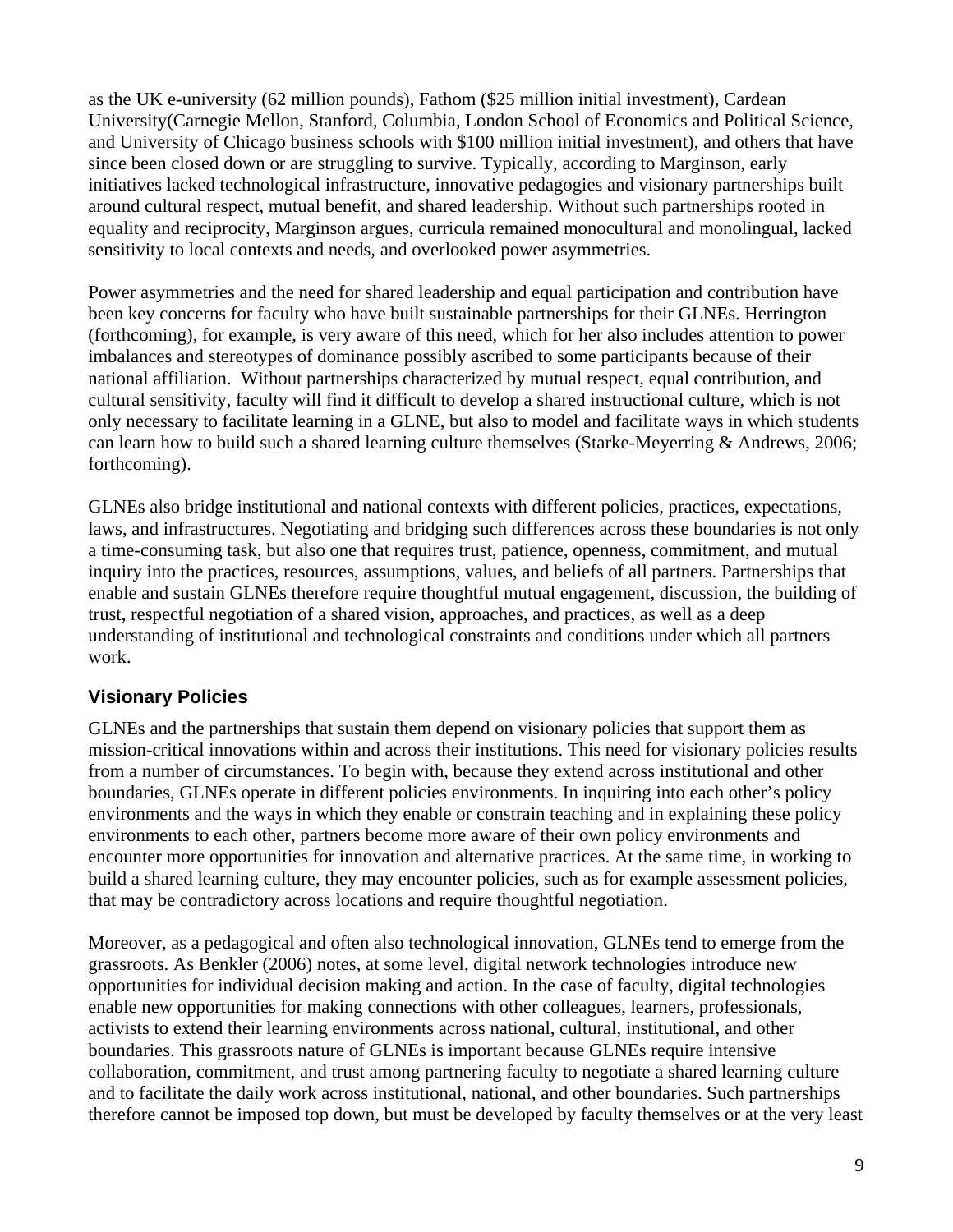as the UK e-university (62 million pounds), Fathom ($25 million initial investment), Cardean University(Carnegie Mellon, Stanford, Columbia, London School of Economics and Political Science, and University of Chicago business schools with $100 million initial investment), and others that have since been closed down or are struggling to survive. Typically, according to Marginson, early initiatives lacked technological infrastructure, innovative pedagogies and visionary partnerships built around cultural respect, mutual benefit, and shared leadership. Without such partnerships rooted in equality and reciprocity, Marginson argues, curricula remained monocultural and monolingual, lacked sensitivity to local contexts and needs, and overlooked power asymmetries.

Power asymmetries and the need for shared leadership and equal participation and contribution have been key concerns for faculty who have built sustainable partnerships for their GLNEs. Herrington (forthcoming), for example, is very aware of this need, which for her also includes attention to power imbalances and stereotypes of dominance possibly ascribed to some participants because of their national affiliation. Without partnerships characterized by mutual respect, equal contribution, and cultural sensitivity, faculty will find it difficult to develop a shared instructional culture, which is not only necessary to facilitate learning in a GLNE, but also to model and facilitate ways in which students can learn how to build such a shared learning culture themselves (Starke-Meyerring & Andrews, 2006; forthcoming).

GLNEs also bridge institutional and national contexts with different policies, practices, expectations, laws, and infrastructures. Negotiating and bridging such differences across these boundaries is not only a time-consuming task, but also one that requires trust, patience, openness, commitment, and mutual inquiry into the practices, resources, assumptions, values, and beliefs of all partners. Partnerships that enable and sustain GLNEs therefore require thoughtful mutual engagement, discussion, the building of trust, respectful negotiation of a shared vision, approaches, and practices, as well as a deep understanding of institutional and technological constraints and conditions under which all partners work.

## Visionary Policies

GLNEs and the partnerships that sustain them depend on visionary policies that support them as mission-critical innovations within and across their institutions. This need for visionary policies results from a number of circumstances. To begin with, because they extend across institutional and other boundaries, GLNEs operate in different policies environments. In inquiring into each other's policy environments and the ways in which they enable or constrain teaching and in explaining these policy environments to each other, partners become more aware of their own policy environments and encounter more opportunities for innovation and alternative practices. At the same time, in working to build a shared learning culture, they may encounter policies, such as for example assessment policies, that may be contradictory across locations and require thoughtful negotiation.

Moreover, as a pedagogical and often also technological innovation, GLNEs tend to emerge from the grassroots. As Benkler (2006) notes, at some level, digital network technologies introduce new opportunities for individual decision making and action. In the case of faculty, digital technologies enable new opportunities for making connections with other colleagues, learners, professionals, activists to extend their learning environments across national, cultural, institutional, and other boundaries. This grassroots nature of GLNEs is important because GLNEs require intensive collaboration, commitment, and trust among partnering faculty to negotiate a shared learning culture and to facilitate the daily work across institutional, national, and other boundaries. Such partnerships therefore cannot be imposed top down, but must be developed by faculty themselves or at the very least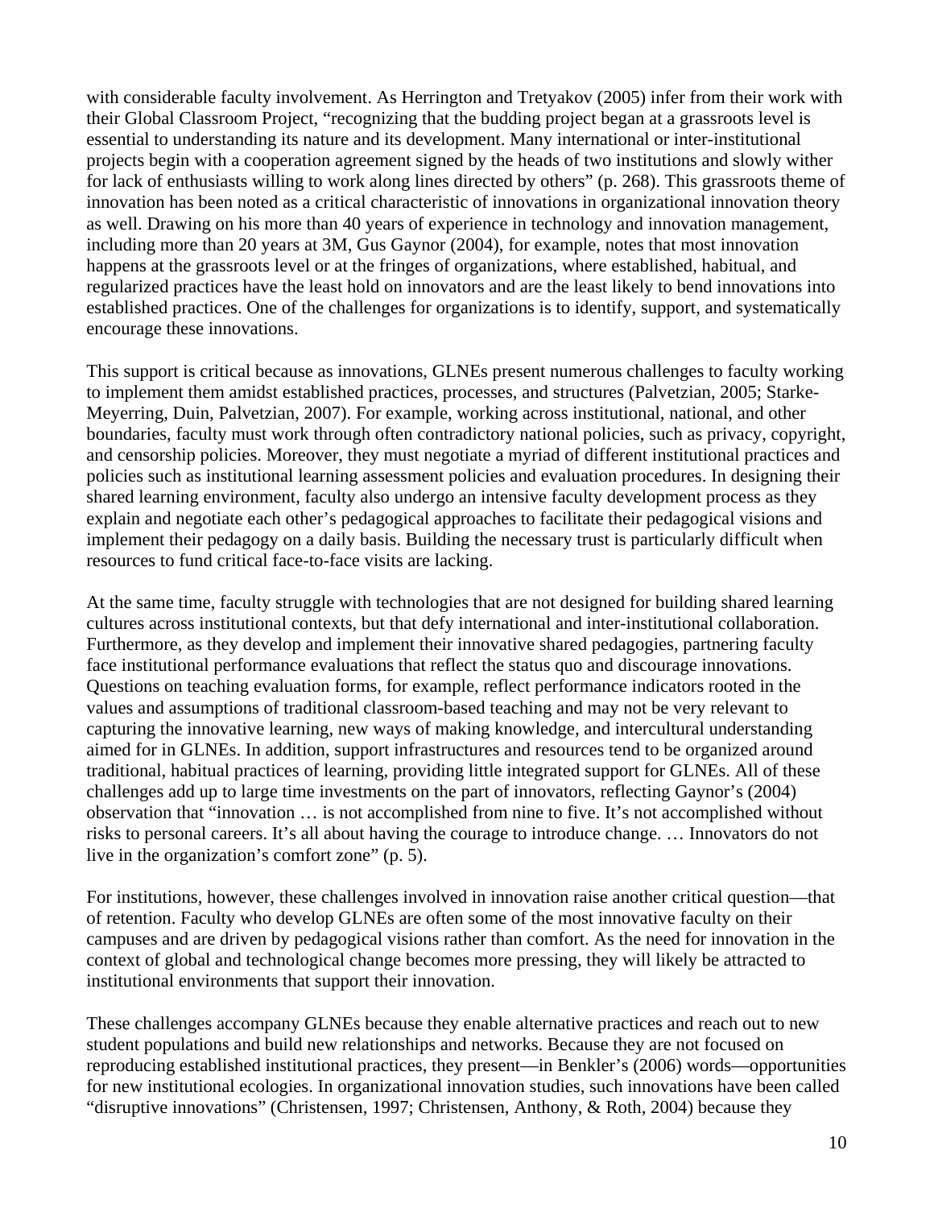with considerable faculty involvement. As Herrington and Tretyakov (2005) infer from their work with their Global Classroom Project, "recognizing that the budding project began at a grassroots level is essential to understanding its nature and its development. Many international or inter-institutional projects begin with a cooperation agreement signed by the heads of two institutions and slowly wither for lack of enthusiasts willing to work along lines directed by others" (p. 268). This grassroots theme of innovation has been noted as a critical characteristic of innovations in organizational innovation theory as well. Drawing on his more than 40 years of experience in technology and innovation management, including more than 20 years at 3M, Gus Gaynor (2004), for example, notes that most innovation happens at the grassroots level or at the fringes of organizations, where established, habitual, and regularized practices have the least hold on innovators and are the least likely to bend innovations into established practices. One of the challenges for organizations is to identify, support, and systematically encourage these innovations.

This support is critical because as innovations, GLNEs present numerous challenges to faculty working to implement them amidst established practices, processes, and structures (Palvetzian, 2005; Starke-Meyerring, Duin, Palvetzian, 2007). For example, working across institutional, national, and other boundaries, faculty must work through often contradictory national policies, such as privacy, copyright, and censorship policies. Moreover, they must negotiate a myriad of different institutional practices and policies such as institutional learning assessment policies and evaluation procedures. In designing their shared learning environment, faculty also undergo an intensive faculty development process as they explain and negotiate each other's pedagogical approaches to facilitate their pedagogical visions and implement their pedagogy on a daily basis. Building the necessary trust is particularly difficult when resources to fund critical face-to-face visits are lacking.

At the same time, faculty struggle with technologies that are not designed for building shared learning cultures across institutional contexts, but that defy international and inter-institutional collaboration. Furthermore, as they develop and implement their innovative shared pedagogies, partnering faculty face institutional performance evaluations that reflect the status quo and discourage innovations. Questions on teaching evaluation forms, for example, reflect performance indicators rooted in the values and assumptions of traditional classroom-based teaching and may not be very relevant to capturing the innovative learning, new ways of making knowledge, and intercultural understanding aimed for in GLNEs. In addition, support infrastructures and resources tend to be organized around traditional, habitual practices of learning, providing little integrated support for GLNEs. All of these challenges add up to large time investments on the part of innovators, reflecting Gaynor's (2004) observation that "innovation … is not accomplished from nine to five. It's not accomplished without risks to personal careers. It's all about having the courage to introduce change. … Innovators do not live in the organization's comfort zone" (p. 5).

For institutions, however, these challenges involved in innovation raise another critical question—that of retention. Faculty who develop GLNEs are often some of the most innovative faculty on their campuses and are driven by pedagogical visions rather than comfort. As the need for innovation in the context of global and technological change becomes more pressing, they will likely be attracted to institutional environments that support their innovation.

These challenges accompany GLNEs because they enable alternative practices and reach out to new student populations and build new relationships and networks. Because they are not focused on reproducing established institutional practices, they present—in Benkler's (2006) words—opportunities for new institutional ecologies. In organizational innovation studies, such innovations have been called "disruptive innovations" (Christensen, 1997; Christensen, Anthony, & Roth, 2004) because they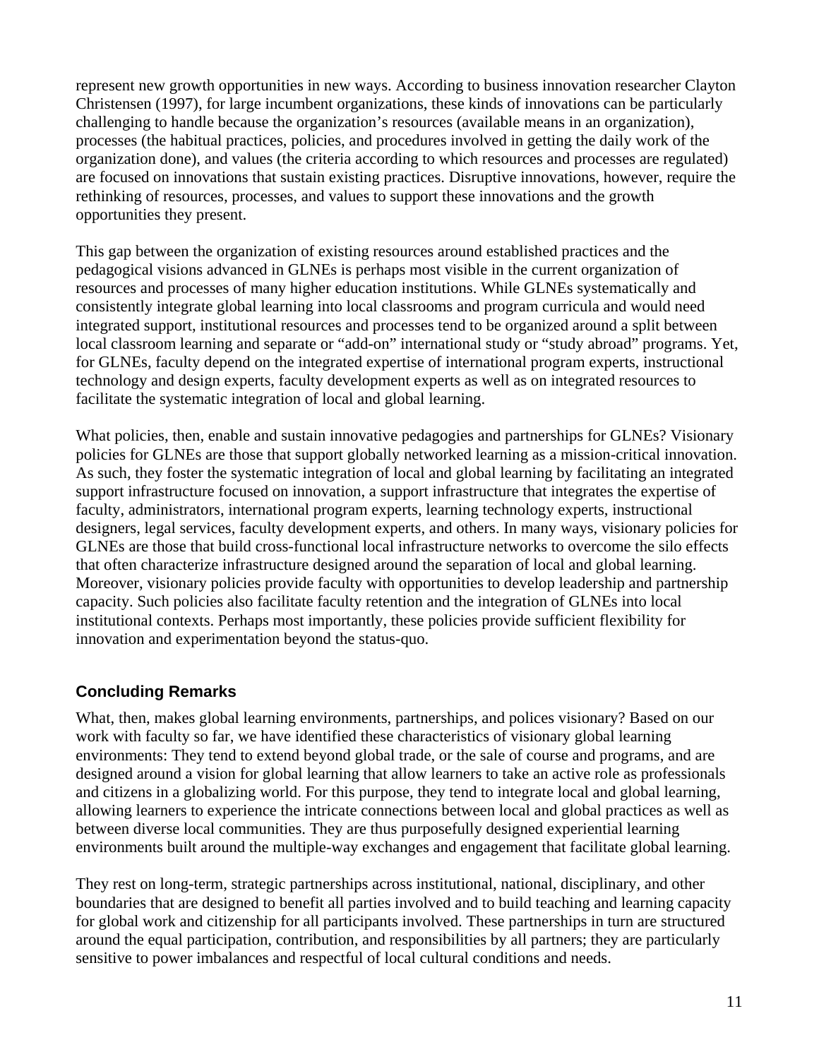represent new growth opportunities in new ways. According to business innovation researcher Clayton Christensen (1997), for large incumbent organizations, these kinds of innovations can be particularly challenging to handle because the organization's resources (available means in an organization), processes (the habitual practices, policies, and procedures involved in getting the daily work of the organization done), and values (the criteria according to which resources and processes are regulated) are focused on innovations that sustain existing practices. Disruptive innovations, however, require the rethinking of resources, processes, and values to support these innovations and the growth opportunities they present.

This gap between the organization of existing resources around established practices and the pedagogical visions advanced in GLNEs is perhaps most visible in the current organization of resources and processes of many higher education institutions. While GLNEs systematically and consistently integrate global learning into local classrooms and program curricula and would need integrated support, institutional resources and processes tend to be organized around a split between local classroom learning and separate or "add-on" international study or "study abroad" programs. Yet, for GLNEs, faculty depend on the integrated expertise of international program experts, instructional technology and design experts, faculty development experts as well as on integrated resources to facilitate the systematic integration of local and global learning.

What policies, then, enable and sustain innovative pedagogies and partnerships for GLNEs? Visionary policies for GLNEs are those that support globally networked learning as a mission-critical innovation. As such, they foster the systematic integration of local and global learning by facilitating an integrated support infrastructure focused on innovation, a support infrastructure that integrates the expertise of faculty, administrators, international program experts, learning technology experts, instructional designers, legal services, faculty development experts, and others. In many ways, visionary policies for GLNEs are those that build cross-functional local infrastructure networks to overcome the silo effects that often characterize infrastructure designed around the separation of local and global learning. Moreover, visionary policies provide faculty with opportunities to develop leadership and partnership capacity. Such policies also facilitate faculty retention and the integration of GLNEs into local institutional contexts. Perhaps most importantly, these policies provide sufficient flexibility for innovation and experimentation beyond the status-quo.

## Concluding Remarks

What, then, makes global learning environments, partnerships, and polices visionary? Based on our work with faculty so far, we have identified these characteristics of visionary global learning environments: They tend to extend beyond global trade, or the sale of course and programs, and are designed around a vision for global learning that allow learners to take an active role as professionals and citizens in a globalizing world. For this purpose, they tend to integrate local and global learning, allowing learners to experience the intricate connections between local and global practices as well as between diverse local communities. They are thus purposefully designed experiential learning environments built around the multiple-way exchanges and engagement that facilitate global learning.

They rest on long-term, strategic partnerships across institutional, national, disciplinary, and other boundaries that are designed to benefit all parties involved and to build teaching and learning capacity for global work and citizenship for all participants involved. These partnerships in turn are structured around the equal participation, contribution, and responsibilities by all partners; they are particularly sensitive to power imbalances and respectful of local cultural conditions and needs.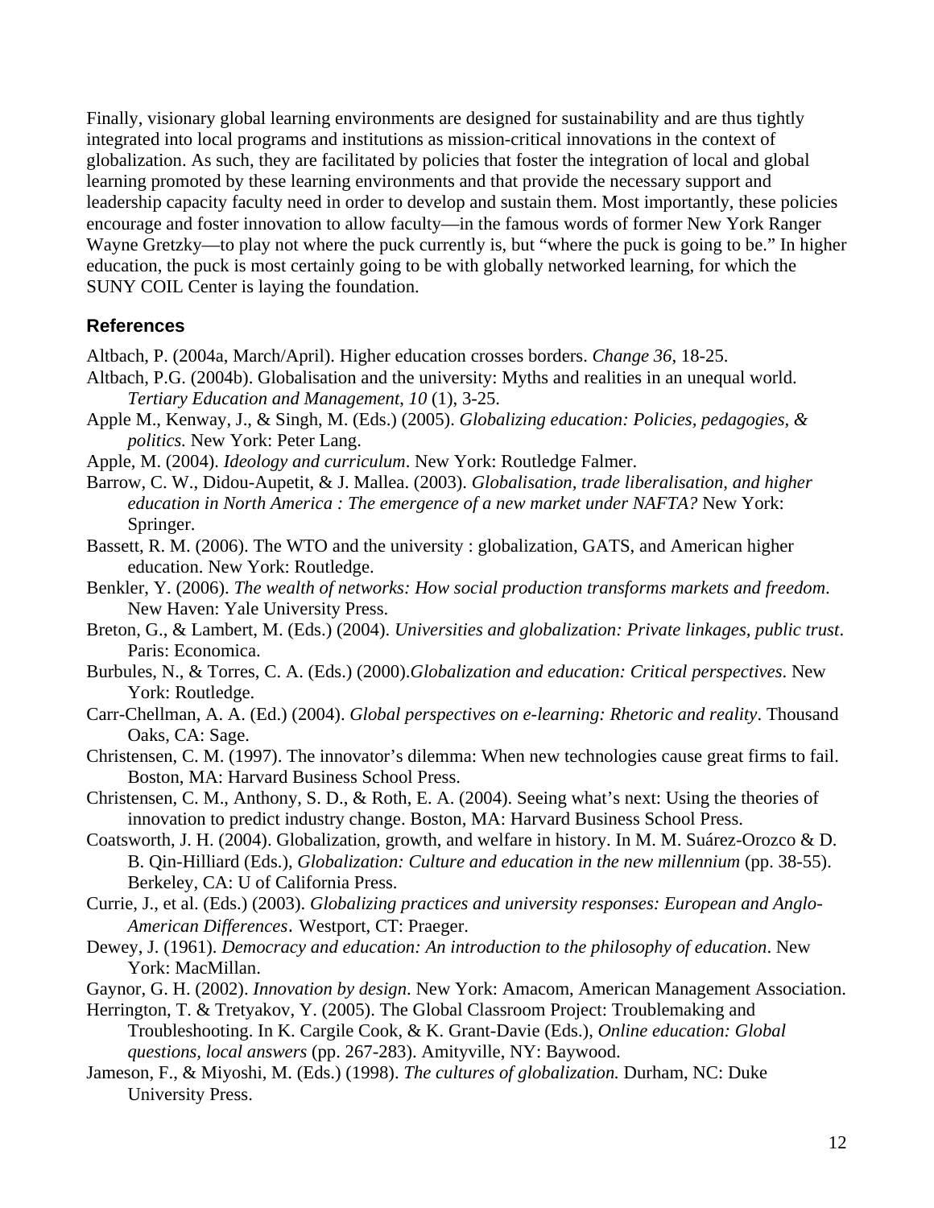Finally, visionary global learning environments are designed for sustainability and are thus tightly integrated into local programs and institutions as mission-critical innovations in the context of globalization. As such, they are facilitated by policies that foster the integration of local and global learning promoted by these learning environments and that provide the necessary support and leadership capacity faculty need in order to develop and sustain them. Most importantly, these policies encourage and foster innovation to allow faculty—in the famous words of former New York Ranger Wayne Gretzky—to play not where the puck currently is, but "where the puck is going to be." In higher education, the puck is most certainly going to be with globally networked learning, for which the SUNY COIL Center is laying the foundation.

## References

Altbach, P. (2004a, March/April). Higher education crosses borders. *Change 36*, 18-25.

Altbach, P.G. (2004b). Globalisation and the university: Myths and realities in an unequal world. *Tertiary Education and Management, 10* (1), 3-25.

Apple M., Kenway, J., & Singh, M. (Eds.) (2005). *Globalizing education: Policies, pedagogies, & politics.* New York: Peter Lang.

Apple, M. (2004). *Ideology and curriculum*. New York: Routledge Falmer.

Barrow, C. W., Didou-Aupetit, & J. Mallea. (2003). *Globalisation, trade liberalisation, and higher education in North America : The emergence of a new market under NAFTA?* New York: Springer.

Bassett, R. M. (2006). The WTO and the university : globalization, GATS, and American higher education. New York: Routledge.

Benkler, Y. (2006). *The wealth of networks: How social production transforms markets and freedom*. New Haven: Yale University Press.

Breton, G., & Lambert, M. (Eds.) (2004). *Universities and globalization: Private linkages, public trust*. Paris: Economica.

Burbules, N., & Torres, C. A. (Eds.) (2000).*Globalization and education: Critical perspectives*. New York: Routledge.

Carr-Chellman, A. A. (Ed.) (2004). *Global perspectives on e-learning: Rhetoric and reality*. Thousand Oaks, CA: Sage.

Christensen, C. M. (1997). The innovator's dilemma: When new technologies cause great firms to fail. Boston, MA: Harvard Business School Press.

Christensen, C. M., Anthony, S. D., & Roth, E. A. (2004). Seeing what's next: Using the theories of innovation to predict industry change. Boston, MA: Harvard Business School Press.

Coatsworth, J. H. (2004). Globalization, growth, and welfare in history. In M. M. Suárez-Orozco & D. B. Qin-Hilliard (Eds.), *Globalization: Culture and education in the new millennium* (pp. 38-55). Berkeley, CA: U of California Press.

Currie, J., et al. (Eds.) (2003). *Globalizing practices and university responses: European and Anglo-American Differences*. Westport, CT: Praeger.

Dewey, J. (1961). *Democracy and education: An introduction to the philosophy of education*. New York: MacMillan.

Gaynor, G. H. (2002). *Innovation by design*. New York: Amacom, American Management Association.

Herrington, T. & Tretyakov, Y. (2005). The Global Classroom Project: Troublemaking and Troubleshooting. In K. Cargile Cook, & K. Grant-Davie (Eds.), *Online education: Global questions, local answers* (pp. 267-283). Amityville, NY: Baywood.

Jameson, F., & Miyoshi, M. (Eds.) (1998). *The cultures of globalization.* Durham, NC: Duke University Press.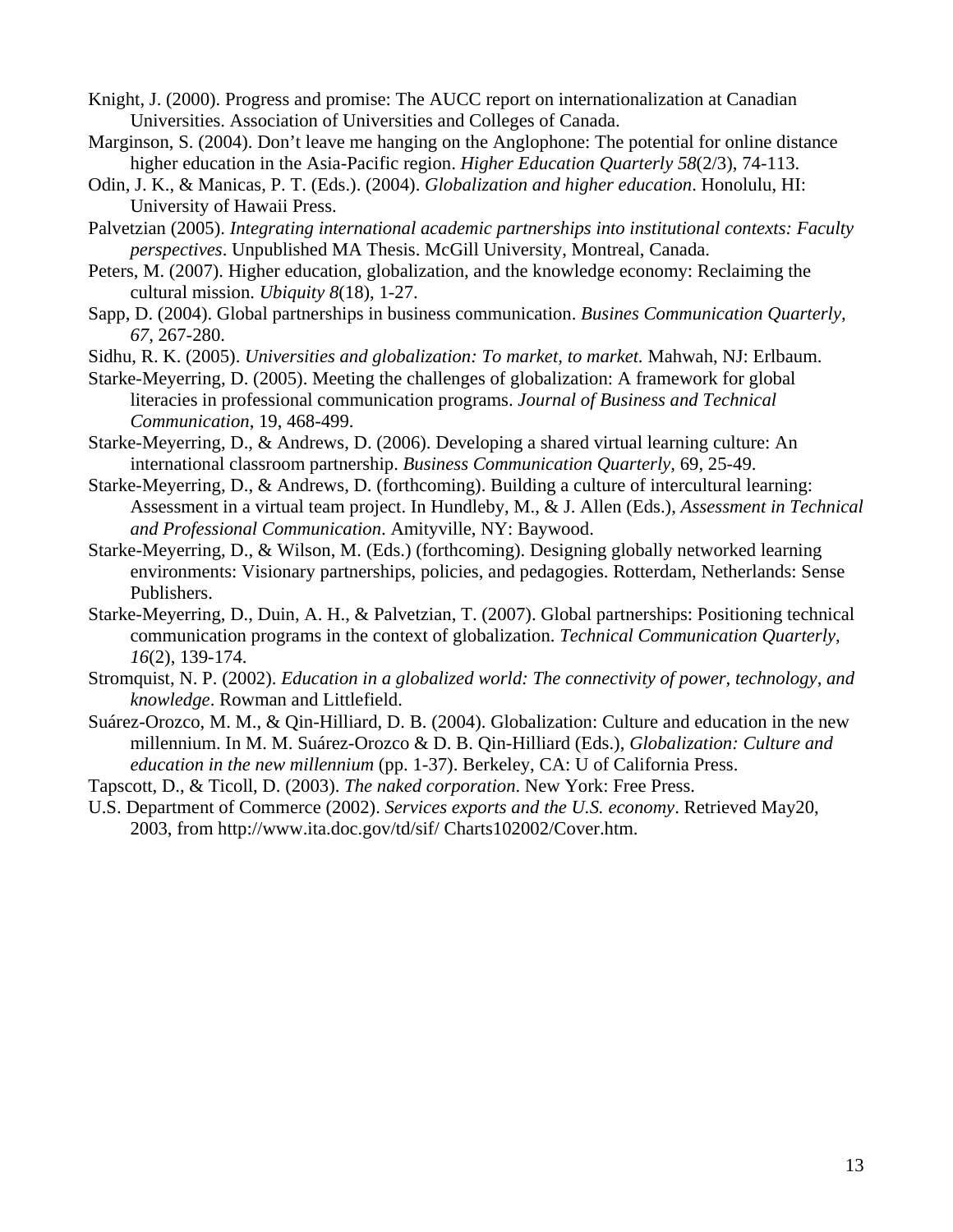Knight, J. (2000). Progress and promise: The AUCC report on internationalization at Canadian Universities. Association of Universities and Colleges of Canada.

Marginson, S. (2004). Don't leave me hanging on the Anglophone: The potential for online distance higher education in the Asia-Pacific region. *Higher Education Quarterly 58*(2/3), 74-113.

Odin, J. K., & Manicas, P. T. (Eds.). (2004). *Globalization and higher education*. Honolulu, HI: University of Hawaii Press.

Palvetzian (2005). *Integrating international academic partnerships into institutional contexts: Faculty perspectives*. Unpublished MA Thesis. McGill University, Montreal, Canada.

Peters, M. (2007). Higher education, globalization, and the knowledge economy: Reclaiming the cultural mission. *Ubiquity 8*(18), 1-27.

Sapp, D. (2004). Global partnerships in business communication. *Busines Communication Quarterly, 67*, 267-280.

Sidhu, R. K. (2005). *Universities and globalization: To market, to market*. Mahwah, NJ: Erlbaum.

Starke-Meyerring, D. (2005). Meeting the challenges of globalization: A framework for global literacies in professional communication programs. *Journal of Business and Technical Communication*, 19, 468-499.

Starke-Meyerring, D., & Andrews, D. (2006). Developing a shared virtual learning culture: An international classroom partnership. *Business Communication Quarterly*, 69, 25-49.

Starke-Meyerring, D., & Andrews, D. (forthcoming). Building a culture of intercultural learning: Assessment in a virtual team project. In Hundleby, M., & J. Allen (Eds.), *Assessment in Technical and Professional Communication*. Amityville, NY: Baywood.

Starke-Meyerring, D., & Wilson, M. (Eds.) (forthcoming). Designing globally networked learning environments: Visionary partnerships, policies, and pedagogies. Rotterdam, Netherlands: Sense Publishers.

Starke-Meyerring, D., Duin, A. H., & Palvetzian, T. (2007). Global partnerships: Positioning technical communication programs in the context of globalization. *Technical Communication Quarterly, 16*(2), 139-174.

Stromquist, N. P. (2002). *Education in a globalized world: The connectivity of power, technology, and knowledge*. Rowman and Littlefield.

Suárez-Orozco, M. M., & Qin-Hilliard, D. B. (2004). Globalization: Culture and education in the new millennium. In M. M. Suárez-Orozco & D. B. Qin-Hilliard (Eds.), *Globalization: Culture and education in the new millennium* (pp. 1-37). Berkeley, CA: U of California Press.

Tapscott, D., & Ticoll, D. (2003). *The naked corporation*. New York: Free Press.

U.S. Department of Commerce (2002). *Services exports and the U.S. economy*. Retrieved May20, 2003, from http://www.ita.doc.gov/td/sif/ Charts102002/Cover.htm.